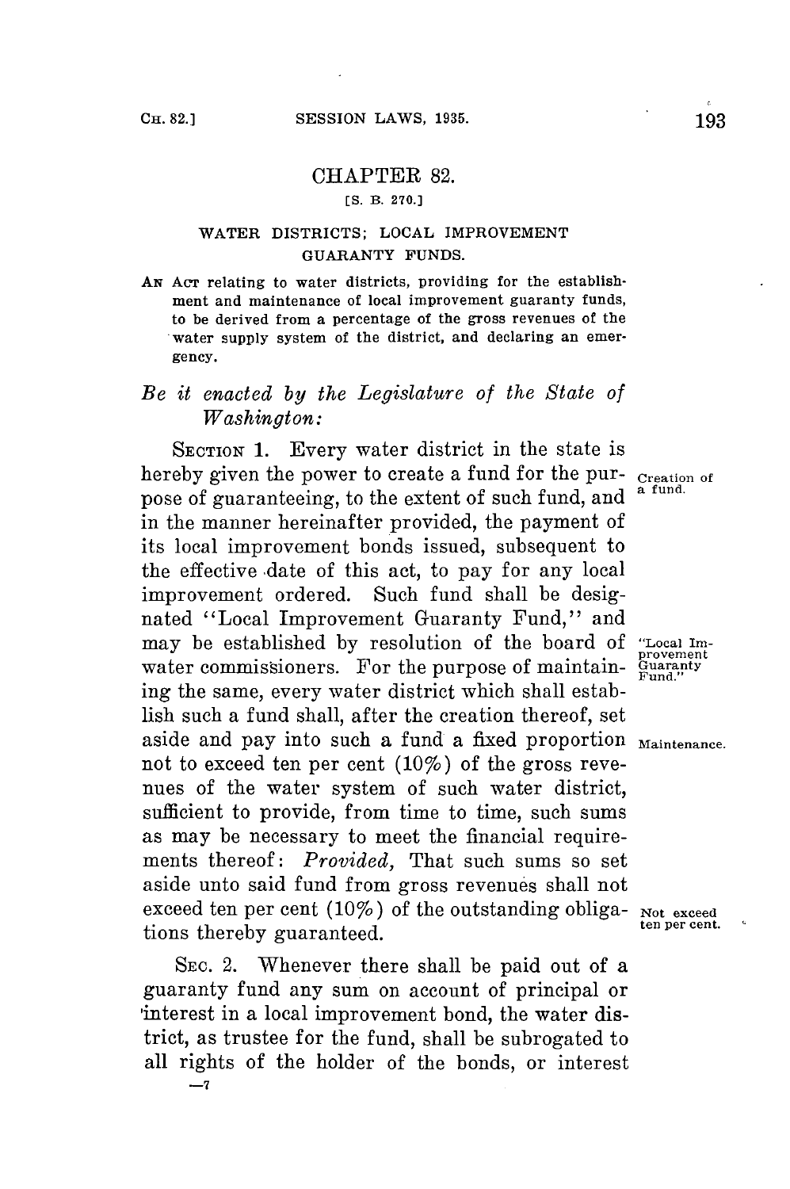# CHAPTER 82.

[S. B. 270.]

## WATER DISTRICTS; LOCAL IMPROVEMENT GUARANTY FUNDS.

AN ACT relating to water districts, providing for the establishment and maintenance of local improvement guaranty funds, to be derived from a percentage of the gross revenues of the water supply system of the district, and declaring an emergency.

*Be it enacted by the Legislature of the State of Washington:*

SECTION 1. Every water district in the state is hereby given the power to create a fund for the purpose of guaranteeing, to the extent of such fund, and in the manner hereinafter provided, the payment of its local improvement bonds issued, subsequent to the effective date of this act, to pay for any local improvement ordered. Such fund shall be designated "Local Improvement Guaranty Fund," and may be established by resolution of the board of water commissioners. For the purpose of maintaining the same, every water district which shall establish such a fund shall, after the creation thereof, set aside and pay into such a fund a fixed proportion not to exceed ten per cent (10%) of the gross revenues of the water system of such water district, sufficient to provide, from time to time, such sums as may be necessary to meet the financial requirements thereof: *Provided,* That such sums so set aside unto said fund from gross revenues shall not exceed ten per cent (10%) of the outstanding obligations thereby guaranteed.

Creation of a fund.

"Local Improvement Guaranty Fund."

Maintenance.

Not exceed ten per cent.

SEC. 2. Whenever there shall be paid out of a guaranty fund any sum on account of principal or interest in a local improvement bond, the water district, as trustee for the fund, shall be subrogated to all rights of the holder of the bonds, or interest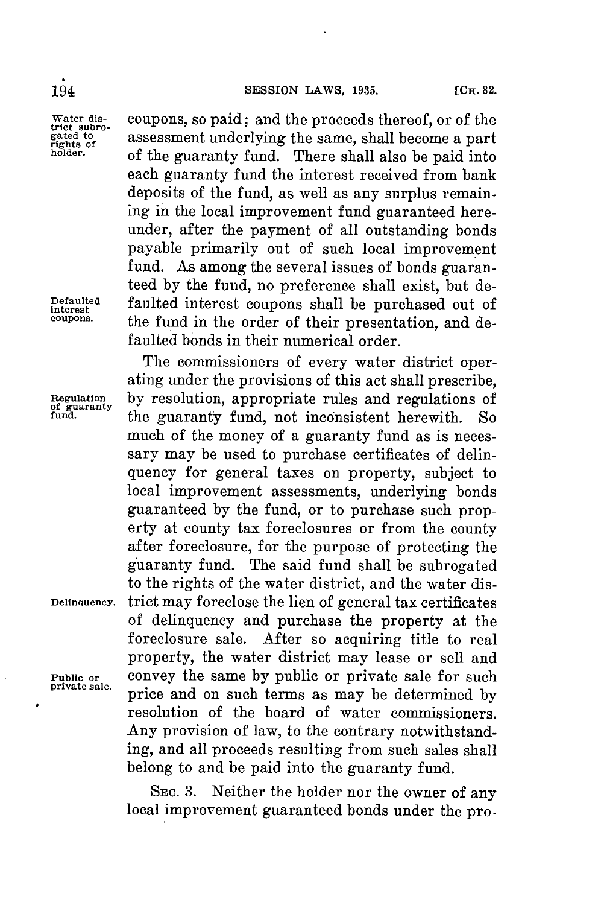coupons, so paid; and the proceeds thereof, or of the assessment underlying the same, shall become a part of the guaranty fund. There shall also be paid into each guaranty fund the interest received from bank deposits of the fund, as well as any surplus remaining in the local improvement fund guaranteed hereunder, after the payment of all outstanding bonds payable primarily out of such local improvement fund. As among the several issues of bonds guaranteed by the fund, no preference shall exist, but defaulted interest coupons shall be purchased out of the fund in the order of their presentation, and defaulted bonds in their numerical order.

The commissioners of every water district operating under the provisions of this act shall prescribe, by resolution, appropriate rules and regulations of the guaranty fund, not inconsistent herewith. So much of the money of a guaranty fund as is necessary may be used to purchase certificates of delinquency for general taxes on property, subject to local improvement assessments, underlying bonds guaranteed by the fund, or to purchase such property at county tax foreclosures or from the county after foreclosure, for the purpose of protecting the guaranty fund. The said fund shall be subrogated to the rights of the water district, and the water district may foreclose the lien of general tax certificates of delinquency and purchase the property at the foreclosure sale. After so acquiring title to real property, the water district may lease or sell and convey the same by public or private sale for such price and on such terms as may be determined by resolution of the board of water commissioners. Any provision of law, to the contrary notwithstanding, and all proceeds resulting from such sales shall belong to and be paid into the guaranty fund.

SEC. 3. Neither the holder nor the owner of any local improvement guaranteed bonds under the pro-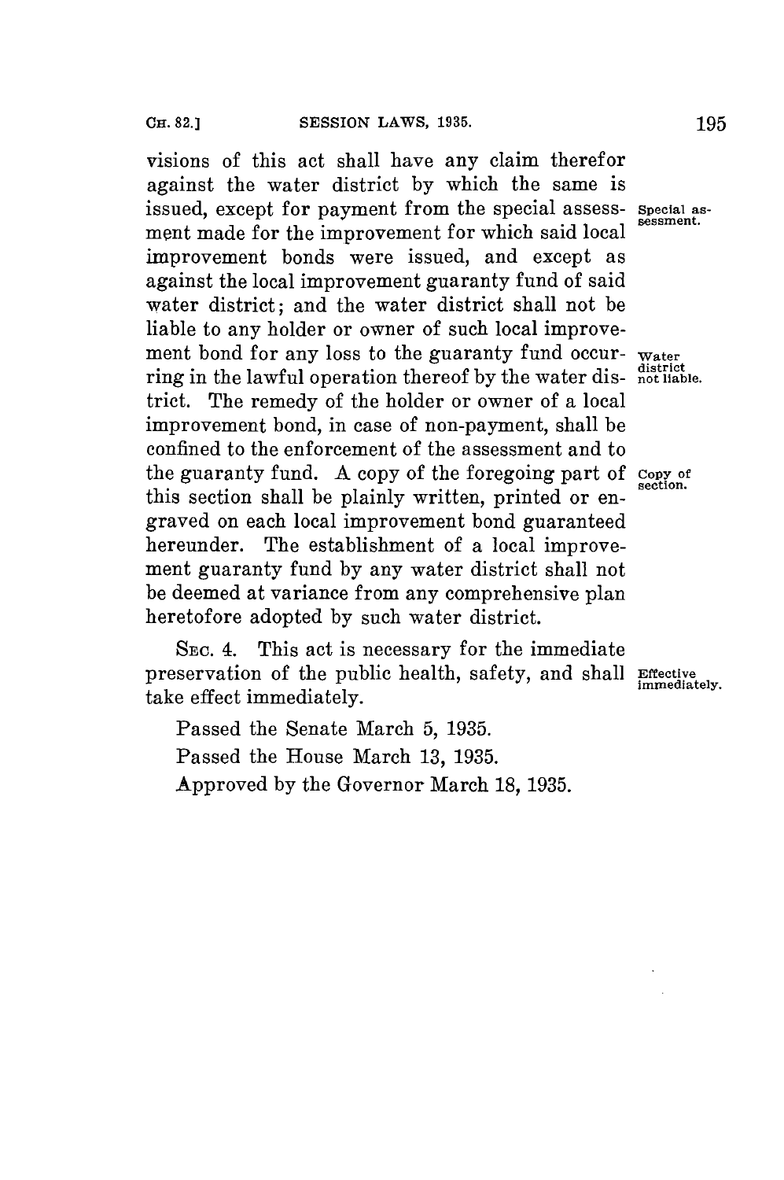visions of this act shall have any claim therefor against the water district by which the same is issued, except for payment from the special assessment made for the improvement for which said local improvement bonds were issued, and except as against the local improvement guaranty fund of said water district; and the water district shall not be liable to any holder or owner of such local improvement bond for any loss to the guaranty fund occurring in the lawful operation thereof by the water district. The remedy of the holder or owner of a local improvement bond, in case of non-payment, shall be confined to the enforcement of the assessment and to the guaranty fund. A copy of the foregoing part of this section shall be plainly written, printed or engraved on each local improvement bond guaranteed hereunder. The establishment of a local improvement guaranty fund by any water district shall not be deemed at variance from any comprehensive plan heretofore adopted by such water district.

Special assessment.

Water district not liable.

Copy of section.

SEC. 4. This act is necessary for the immediate preservation of the public health, safety, and shall take effect immediately.

Effective immediately.

Passed the Senate March 5, 1935.

Passed the House March 13, 1935.

Approved by the Governor March 18, 1935.